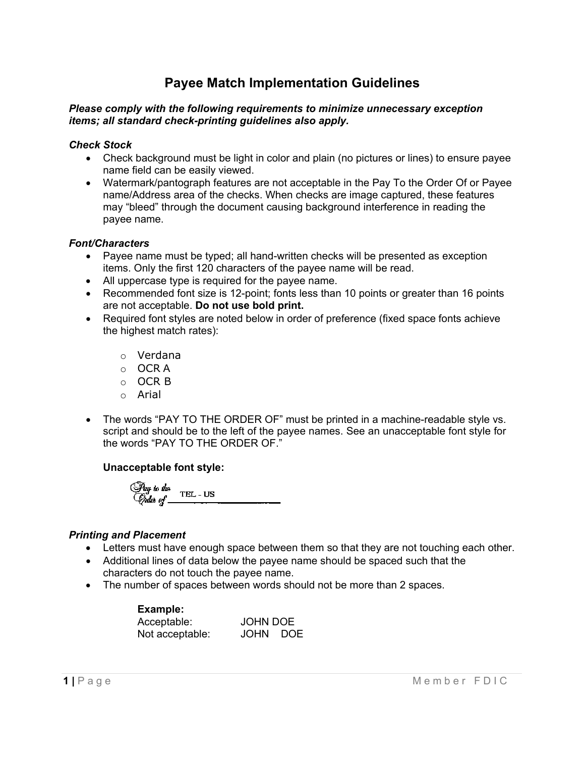# Payee Match Implementation Guidelines

***Please comply with the following requirements to minimize unnecessary exception items; all standard check-printing guidelines also apply.***

***Check Stock***

- Check background must be light in color and plain (no pictures or lines) to ensure payee name field can be easily viewed.
- Watermark/pantograph features are not acceptable in the Pay To the Order Of or Payee name/Address area of the checks. When checks are image captured, these features may "bleed" through the document causing background interference in reading the payee name.

***Font/Characters***

- Payee name must be typed; all hand-written checks will be presented as exception items. Only the first 120 characters of the payee name will be read.
- All uppercase type is required for the payee name.
- Recommended font size is 12-point; fonts less than 10 points or greater than 16 points are not acceptable. **Do not use bold print.**
- Required font styles are noted below in order of preference (fixed space fonts achieve the highest match rates):
    - Verdana
    - OCR A
    - OCR B
    - Arial
- The words "PAY TO THE ORDER OF" must be printed in a machine-readable style vs. script and should be to the left of the payee names. See an unacceptable font style for the words "PAY TO THE ORDER OF."

  **Unacceptable font style:**

  Pay to the Order of TEL - US

***Printing and Placement***

- Letters must have enough space between them so that they are not touching each other.
- Additional lines of data below the payee name should be spaced such that the characters do not touch the payee name.
- The number of spaces between words should not be more than 2 spaces.

  **Example:**
  Acceptable: JOHN DOE
  Not acceptable: JOHN    DOE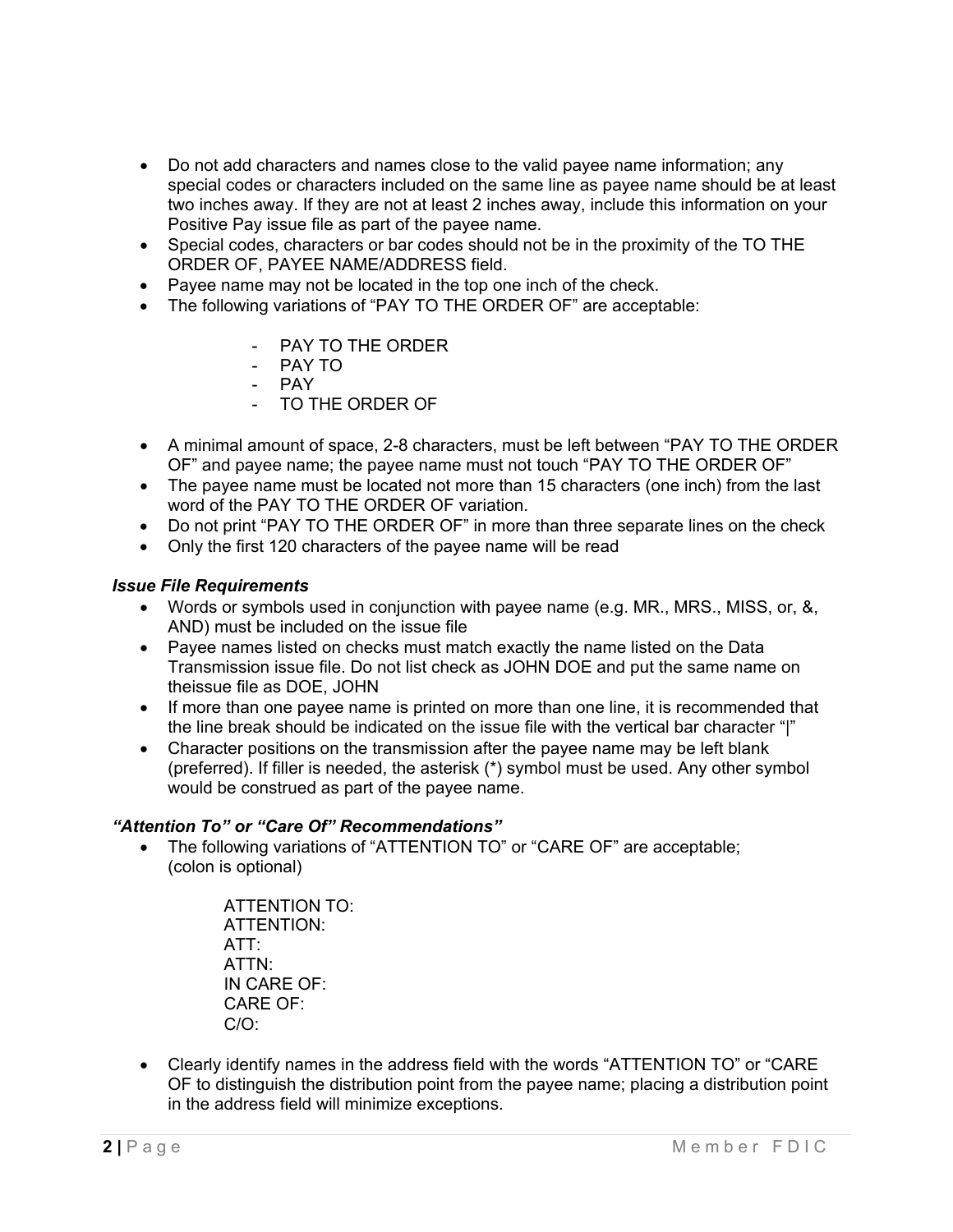- Do not add characters and names close to the valid payee name information; any special codes or characters included on the same line as payee name should be at least two inches away. If they are not at least 2 inches away, include this information on your Positive Pay issue file as part of the payee name.
- Special codes, characters or bar codes should not be in the proximity of the TO THE ORDER OF, PAYEE NAME/ADDRESS field.
- Payee name may not be located in the top one inch of the check.
- The following variations of "PAY TO THE ORDER OF" are acceptable:

  - PAY TO THE ORDER
  - PAY TO
  - PAY
  - TO THE ORDER OF

- A minimal amount of space, 2-8 characters, must be left between "PAY TO THE ORDER OF" and payee name; the payee name must not touch "PAY TO THE ORDER OF"
- The payee name must be located not more than 15 characters (one inch) from the last word of the PAY TO THE ORDER OF variation.
- Do not print "PAY TO THE ORDER OF" in more than three separate lines on the check
- Only the first 120 characters of the payee name will be read

***Issue File Requirements***

- Words or symbols used in conjunction with payee name (e.g. MR., MRS., MISS, or, &, AND) must be included on the issue file
- Payee names listed on checks must match exactly the name listed on the Data Transmission issue file. Do not list check as JOHN DOE and put the same name on theissue file as DOE, JOHN
- If more than one payee name is printed on more than one line, it is recommended that the line break should be indicated on the issue file with the vertical bar character "|"
- Character positions on the transmission after the payee name may be left blank (preferred). If filler is needed, the asterisk (*) symbol must be used. Any other symbol would be construed as part of the payee name.

***"Attention To" or "Care Of" Recommendations"***

- The following variations of "ATTENTION TO" or "CARE OF" are acceptable; (colon is optional)

  ATTENTION TO:
  ATTENTION:
  ATT:
  ATTN:
  IN CARE OF:
  CARE OF:
  C/O:

- Clearly identify names in the address field with the words "ATTENTION TO" or "CARE OF to distinguish the distribution point from the payee name; placing a distribution point in the address field will minimize exceptions.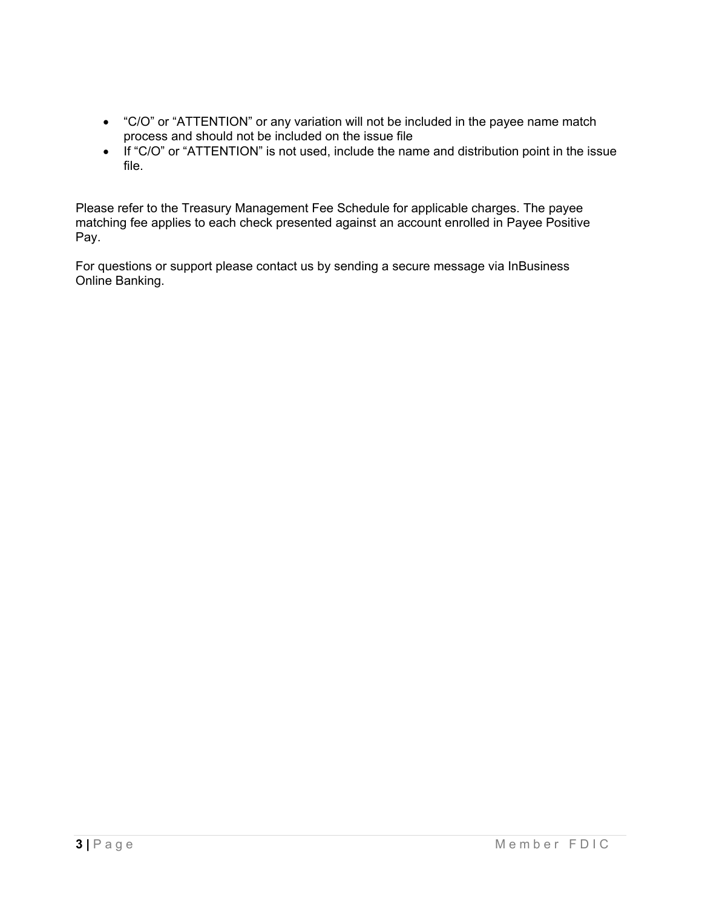- "C/O" or "ATTENTION" or any variation will not be included in the payee name match process and should not be included on the issue file
- If "C/O" or "ATTENTION" is not used, include the name and distribution point in the issue file.

Please refer to the Treasury Management Fee Schedule for applicable charges. The payee matching fee applies to each check presented against an account enrolled in Payee Positive Pay.

For questions or support please contact us by sending a secure message via InBusiness Online Banking.